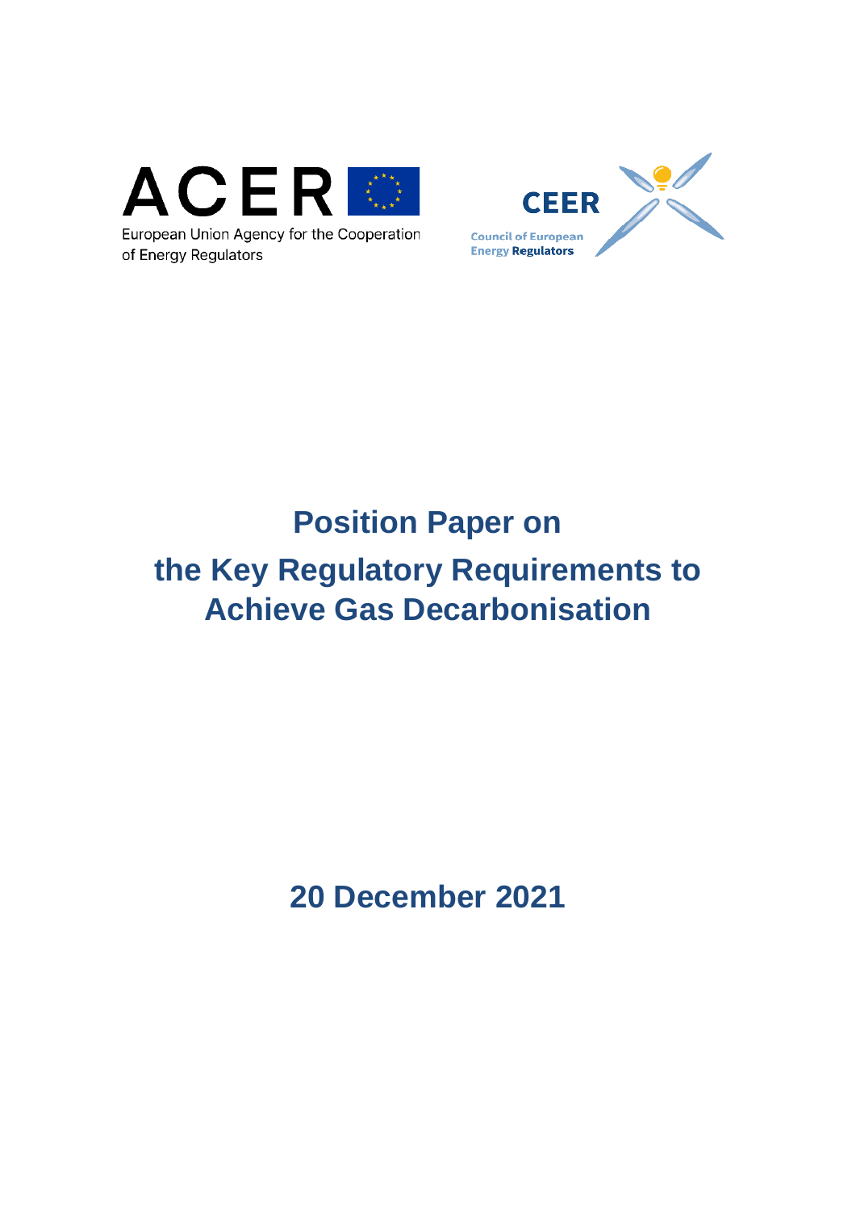ACER

European Union Agency for the Cooperation of Energy Regulators

CEER

Council of European Energy Regulators

# Position Paper on the Key Regulatory Requirements to Achieve Gas Decarbonisation

## 20 December 2021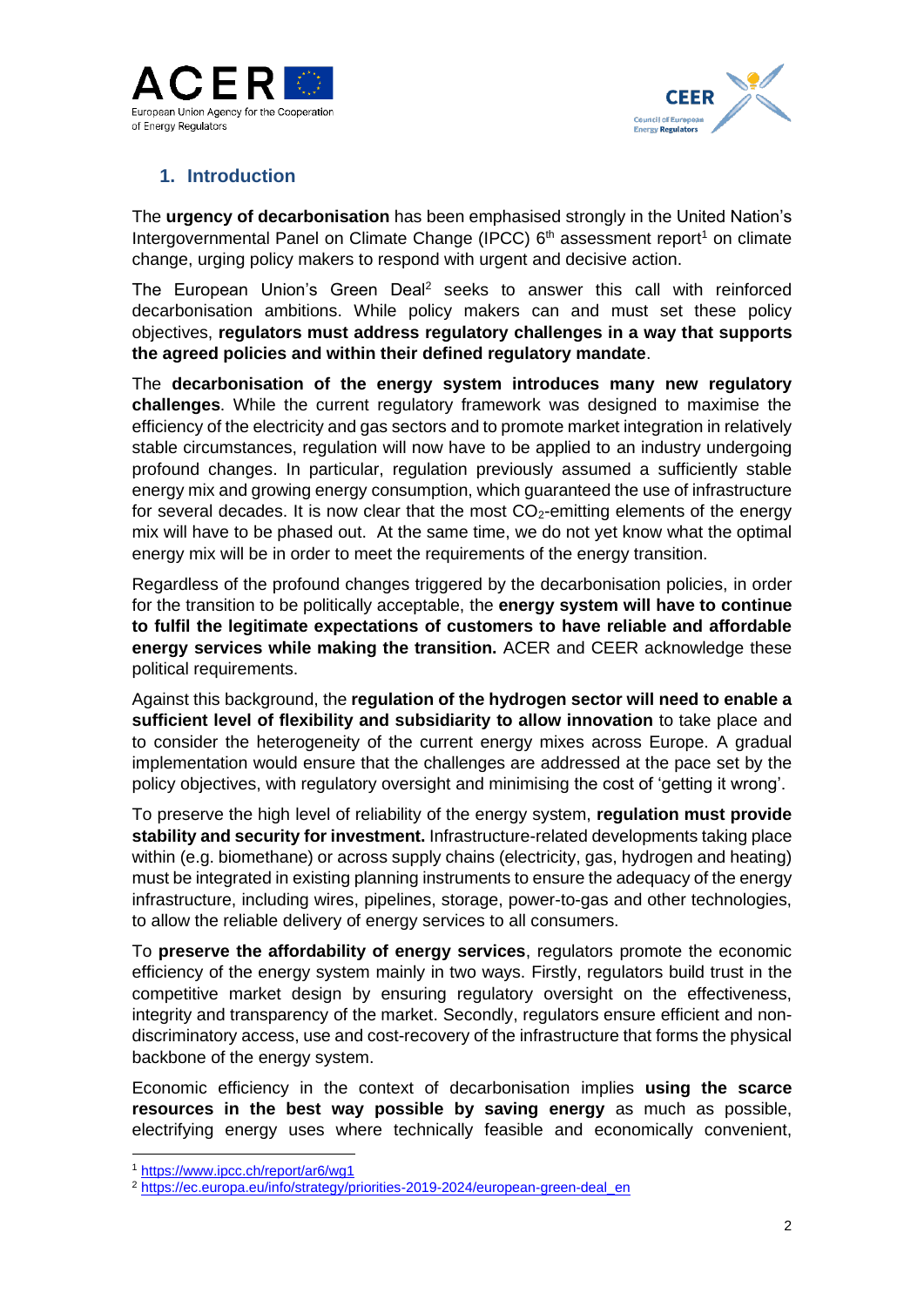## 1. Introduction

The **urgency of decarbonisation** has been emphasised strongly in the United Nation's Intergovernmental Panel on Climate Change (IPCC) 6th assessment report[1] on climate change, urging policy makers to respond with urgent and decisive action.

The European Union's Green Deal[2] seeks to answer this call with reinforced decarbonisation ambitions. While policy makers can and must set these policy objectives, **regulators must address regulatory challenges in a way that supports the agreed policies and within their defined regulatory mandate**.

The **decarbonisation of the energy system introduces many new regulatory challenges**. While the current regulatory framework was designed to maximise the efficiency of the electricity and gas sectors and to promote market integration in relatively stable circumstances, regulation will now have to be applied to an industry undergoing profound changes. In particular, regulation previously assumed a sufficiently stable energy mix and growing energy consumption, which guaranteed the use of infrastructure for several decades. It is now clear that the most $CO_2$-emitting elements of the energy mix will have to be phased out. At the same time, we do not yet know what the optimal energy mix will be in order to meet the requirements of the energy transition.

Regardless of the profound changes triggered by the decarbonisation policies, in order for the transition to be politically acceptable, the **energy system will have to continue to fulfil the legitimate expectations of customers to have reliable and affordable energy services while making the transition.** ACER and CEER acknowledge these political requirements.

Against this background, the **regulation of the hydrogen sector will need to enable a sufficient level of flexibility and subsidiarity to allow innovation** to take place and to consider the heterogeneity of the current energy mixes across Europe. A gradual implementation would ensure that the challenges are addressed at the pace set by the policy objectives, with regulatory oversight and minimising the cost of 'getting it wrong'.

To preserve the high level of reliability of the energy system, **regulation must provide stability and security for investment.** Infrastructure-related developments taking place within (e.g. biomethane) or across supply chains (electricity, gas, hydrogen and heating) must be integrated in existing planning instruments to ensure the adequacy of the energy infrastructure, including wires, pipelines, storage, power-to-gas and other technologies, to allow the reliable delivery of energy services to all consumers.

To **preserve the affordability of energy services**, regulators promote the economic efficiency of the energy system mainly in two ways. Firstly, regulators build trust in the competitive market design by ensuring regulatory oversight on the effectiveness, integrity and transparency of the market. Secondly, regulators ensure efficient and non-discriminatory access, use and cost-recovery of the infrastructure that forms the physical backbone of the energy system.

Economic efficiency in the context of decarbonisation implies **using the scarce resources in the best way possible by saving energy** as much as possible, electrifying energy uses where technically feasible and economically convenient,

[1] https://www.ipcc.ch/report/ar6/wg1

[2] https://ec.europa.eu/info/strategy/priorities-2019-2024/european-green-deal_en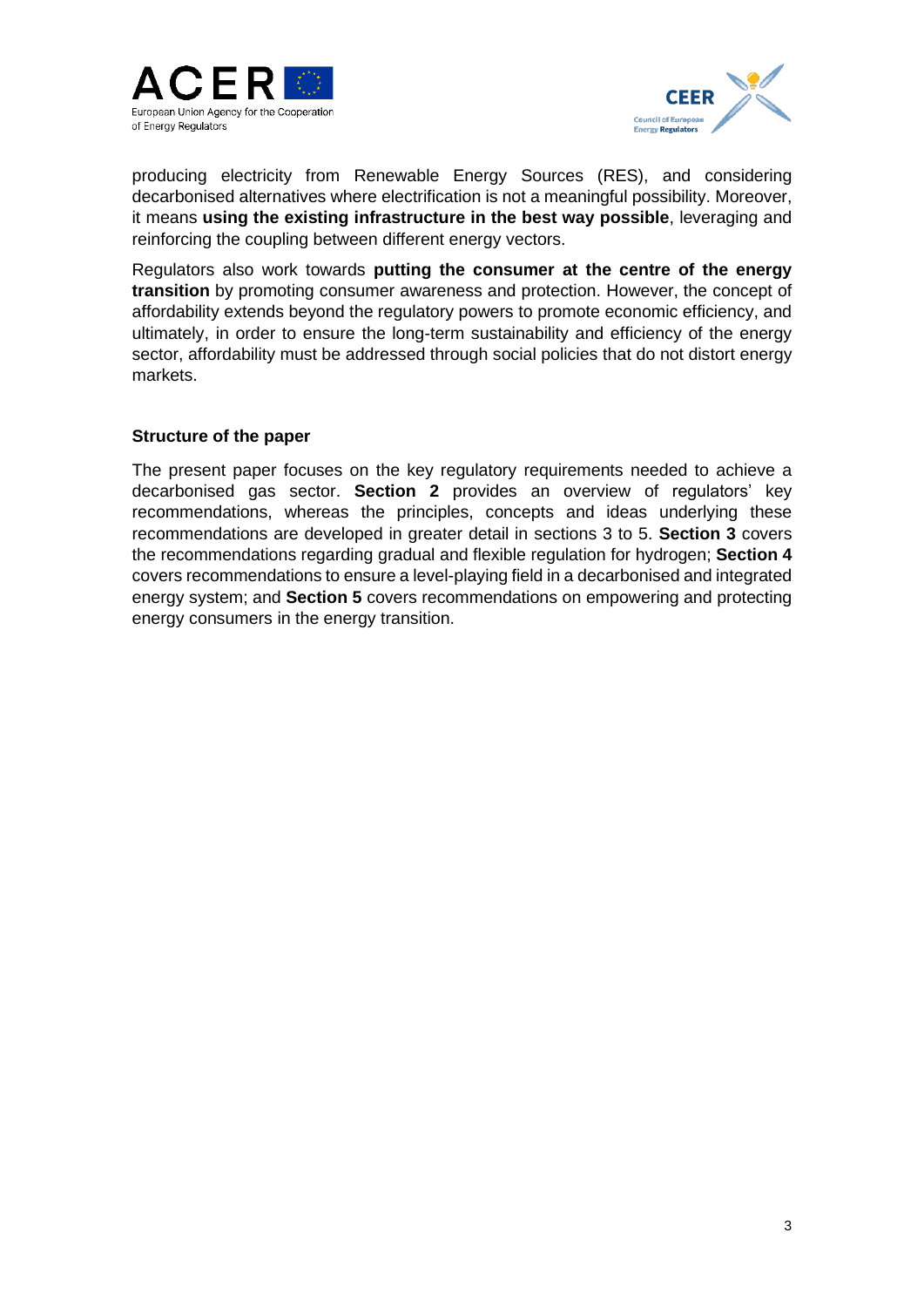producing electricity from Renewable Energy Sources (RES), and considering decarbonised alternatives where electrification is not a meaningful possibility. Moreover, it means **using the existing infrastructure in the best way possible**, leveraging and reinforcing the coupling between different energy vectors.

Regulators also work towards **putting the consumer at the centre of the energy transition** by promoting consumer awareness and protection. However, the concept of affordability extends beyond the regulatory powers to promote economic efficiency, and ultimately, in order to ensure the long-term sustainability and efficiency of the energy sector, affordability must be addressed through social policies that do not distort energy markets.

### Structure of the paper

The present paper focuses on the key regulatory requirements needed to achieve a decarbonised gas sector. **Section 2** provides an overview of regulators' key recommendations, whereas the principles, concepts and ideas underlying these recommendations are developed in greater detail in sections 3 to 5. **Section 3** covers the recommendations regarding gradual and flexible regulation for hydrogen; **Section 4** covers recommendations to ensure a level-playing field in a decarbonised and integrated energy system; and **Section 5** covers recommendations on empowering and protecting energy consumers in the energy transition.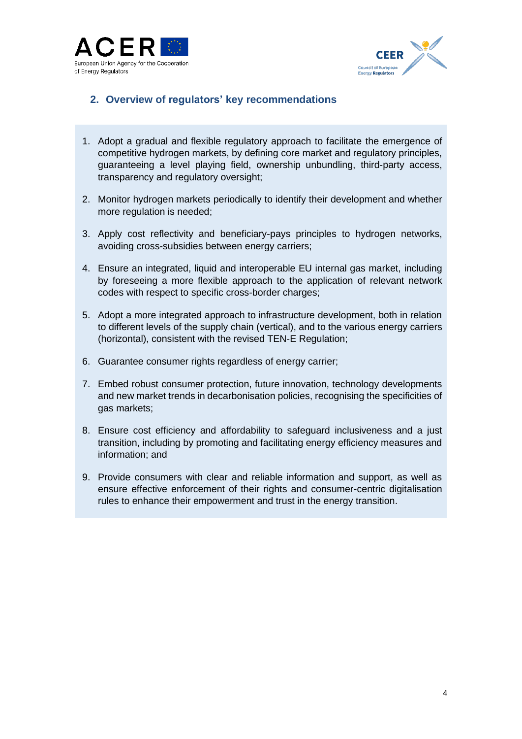## 2. Overview of regulators' key recommendations

1. Adopt a gradual and flexible regulatory approach to facilitate the emergence of competitive hydrogen markets, by defining core market and regulatory principles, guaranteeing a level playing field, ownership unbundling, third-party access, transparency and regulatory oversight;

2. Monitor hydrogen markets periodically to identify their development and whether more regulation is needed;

3. Apply cost reflectivity and beneficiary-pays principles to hydrogen networks, avoiding cross-subsidies between energy carriers;

4. Ensure an integrated, liquid and interoperable EU internal gas market, including by foreseeing a more flexible approach to the application of relevant network codes with respect to specific cross-border charges;

5. Adopt a more integrated approach to infrastructure development, both in relation to different levels of the supply chain (vertical), and to the various energy carriers (horizontal), consistent with the revised TEN-E Regulation;

6. Guarantee consumer rights regardless of energy carrier;

7. Embed robust consumer protection, future innovation, technology developments and new market trends in decarbonisation policies, recognising the specificities of gas markets;

8. Ensure cost efficiency and affordability to safeguard inclusiveness and a just transition, including by promoting and facilitating energy efficiency measures and information; and

9. Provide consumers with clear and reliable information and support, as well as ensure effective enforcement of their rights and consumer-centric digitalisation rules to enhance their empowerment and trust in the energy transition.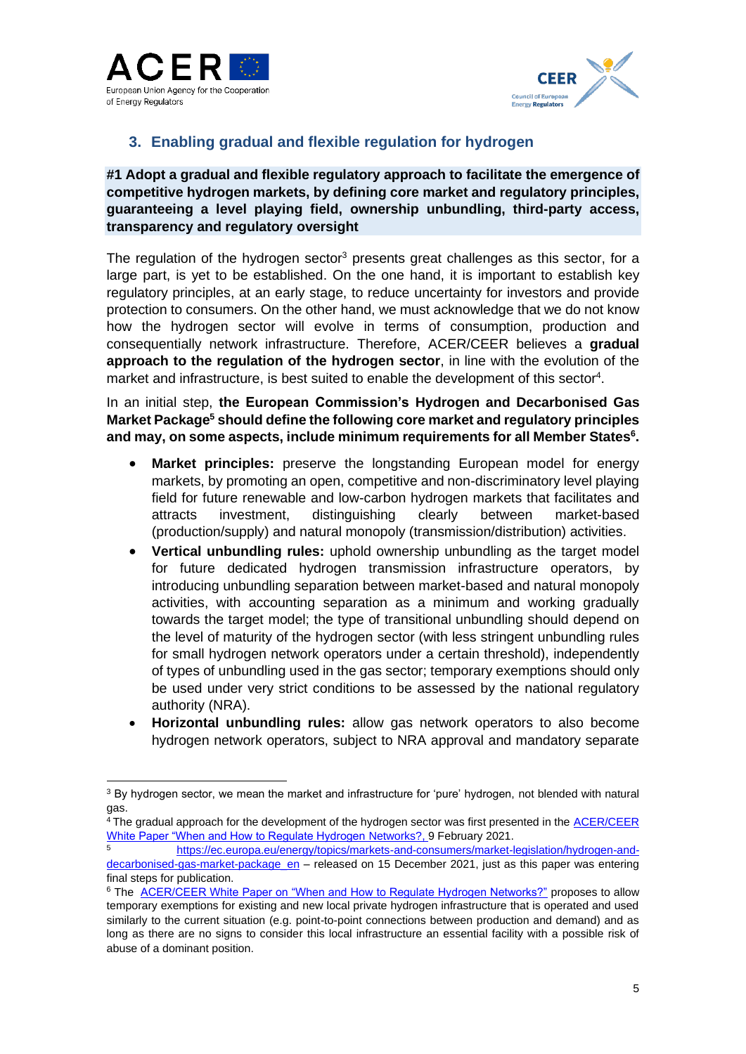## 3. Enabling gradual and flexible regulation for hydrogen

**#1 Adopt a gradual and flexible regulatory approach to facilitate the emergence of competitive hydrogen markets, by defining core market and regulatory principles, guaranteeing a level playing field, ownership unbundling, third-party access, transparency and regulatory oversight**

The regulation of the hydrogen sector[3] presents great challenges as this sector, for a large part, is yet to be established. On the one hand, it is important to establish key regulatory principles, at an early stage, to reduce uncertainty for investors and provide protection to consumers. On the other hand, we must acknowledge that we do not know how the hydrogen sector will evolve in terms of consumption, production and consequentially network infrastructure. Therefore, ACER/CEER believes a **gradual approach to the regulation of the hydrogen sector**, in line with the evolution of the market and infrastructure, is best suited to enable the development of this sector[4].

In an initial step, **the European Commission's Hydrogen and Decarbonised Gas Market Package[5] should define the following core market and regulatory principles and may, on some aspects, include minimum requirements for all Member States[6].**

- **Market principles:** preserve the longstanding European model for energy markets, by promoting an open, competitive and non-discriminatory level playing field for future renewable and low-carbon hydrogen markets that facilitates and attracts investment, distinguishing clearly between market-based (production/supply) and natural monopoly (transmission/distribution) activities.
- **Vertical unbundling rules:** uphold ownership unbundling as the target model for future dedicated hydrogen transmission infrastructure operators, by introducing unbundling separation between market-based and natural monopoly activities, with accounting separation as a minimum and working gradually towards the target model; the type of transitional unbundling should depend on the level of maturity of the hydrogen sector (with less stringent unbundling rules for small hydrogen network operators under a certain threshold), independently of types of unbundling used in the gas sector; temporary exemptions should only be used under very strict conditions to be assessed by the national regulatory authority (NRA).
- **Horizontal unbundling rules:** allow gas network operators to also become hydrogen network operators, subject to NRA approval and mandatory separate

---

[3] By hydrogen sector, we mean the market and infrastructure for 'pure' hydrogen, not blended with natural gas.

[4] The gradual approach for the development of the hydrogen sector was first presented in the ACER/CEER White Paper "When and How to Regulate Hydrogen Networks?, 9 February 2021.

[5] https://ec.europa.eu/energy/topics/markets-and-consumers/market-legislation/hydrogen-and-decarbonised-gas-market-package_en – released on 15 December 2021, just as this paper was entering final steps for publication.

[6] The ACER/CEER White Paper on "When and How to Regulate Hydrogen Networks?" proposes to allow temporary exemptions for existing and new local private hydrogen infrastructure that is operated and used similarly to the current situation (e.g. point-to-point connections between production and demand) and as long as there are no signs to consider this local infrastructure an essential facility with a possible risk of abuse of a dominant position.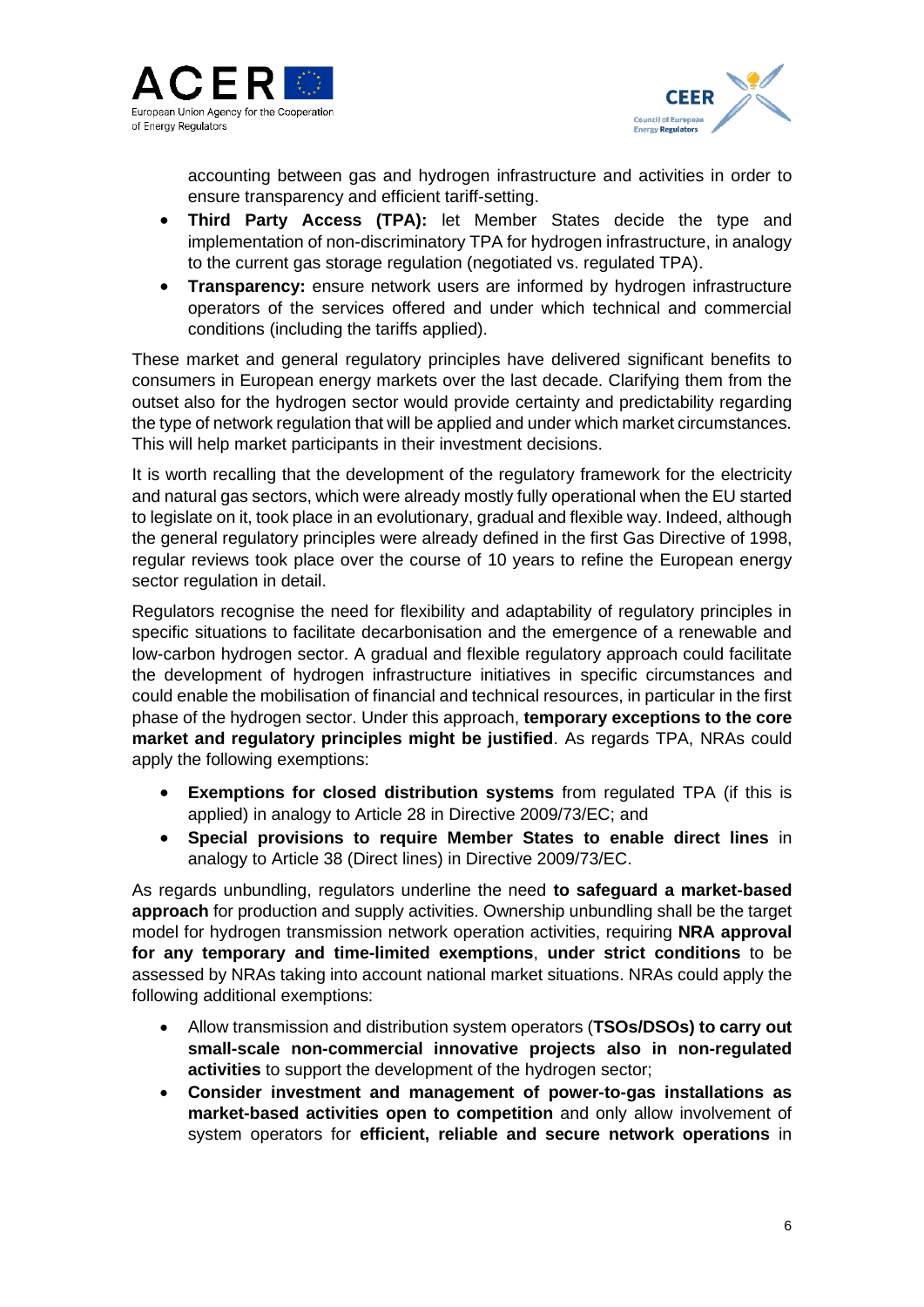accounting between gas and hydrogen infrastructure and activities in order to ensure transparency and efficient tariff-setting.

- **Third Party Access (TPA):** let Member States decide the type and implementation of non-discriminatory TPA for hydrogen infrastructure, in analogy to the current gas storage regulation (negotiated vs. regulated TPA).
- **Transparency:** ensure network users are informed by hydrogen infrastructure operators of the services offered and under which technical and commercial conditions (including the tariffs applied).

These market and general regulatory principles have delivered significant benefits to consumers in European energy markets over the last decade. Clarifying them from the outset also for the hydrogen sector would provide certainty and predictability regarding the type of network regulation that will be applied and under which market circumstances. This will help market participants in their investment decisions.

It is worth recalling that the development of the regulatory framework for the electricity and natural gas sectors, which were already mostly fully operational when the EU started to legislate on it, took place in an evolutionary, gradual and flexible way. Indeed, although the general regulatory principles were already defined in the first Gas Directive of 1998, regular reviews took place over the course of 10 years to refine the European energy sector regulation in detail.

Regulators recognise the need for flexibility and adaptability of regulatory principles in specific situations to facilitate decarbonisation and the emergence of a renewable and low-carbon hydrogen sector. A gradual and flexible regulatory approach could facilitate the development of hydrogen infrastructure initiatives in specific circumstances and could enable the mobilisation of financial and technical resources, in particular in the first phase of the hydrogen sector. Under this approach, **temporary exceptions to the core market and regulatory principles might be justified**. As regards TPA, NRAs could apply the following exemptions:

- **Exemptions for closed distribution systems** from regulated TPA (if this is applied) in analogy to Article 28 in Directive 2009/73/EC; and
- **Special provisions to require Member States to enable direct lines** in analogy to Article 38 (Direct lines) in Directive 2009/73/EC.

As regards unbundling, regulators underline the need **to safeguard a market-based approach** for production and supply activities. Ownership unbundling shall be the target model for hydrogen transmission network operation activities, requiring **NRA approval for any temporary and time-limited exemptions**, **under strict conditions** to be assessed by NRAs taking into account national market situations. NRAs could apply the following additional exemptions:

- Allow transmission and distribution system operators (**TSOs/DSOs) to carry out small-scale non-commercial innovative projects also in non-regulated activities** to support the development of the hydrogen sector;
- **Consider investment and management of power-to-gas installations as market-based activities open to competition** and only allow involvement of system operators for **efficient, reliable and secure network operations** in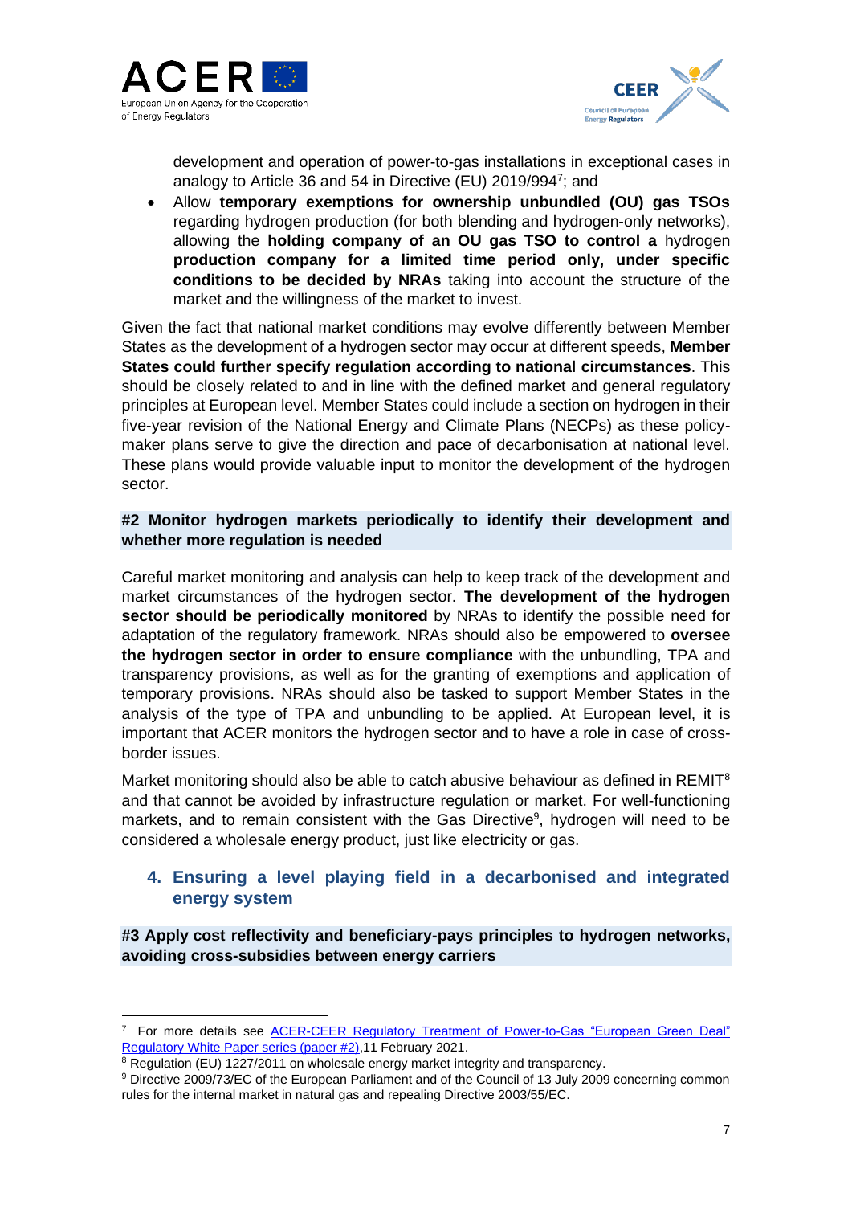development and operation of power-to-gas installations in exceptional cases in analogy to Article 36 and 54 in Directive (EU) 2019/994[7]; and

- Allow **temporary exemptions for ownership unbundled (OU) gas TSOs** regarding hydrogen production (for both blending and hydrogen-only networks), allowing the **holding company of an OU gas TSO to control a** hydrogen **production company for a limited time period only, under specific conditions to be decided by NRAs** taking into account the structure of the market and the willingness of the market to invest.

Given the fact that national market conditions may evolve differently between Member States as the development of a hydrogen sector may occur at different speeds, **Member States could further specify regulation according to national circumstances**. This should be closely related to and in line with the defined market and general regulatory principles at European level. Member States could include a section on hydrogen in their five-year revision of the National Energy and Climate Plans (NECPs) as these policy-maker plans serve to give the direction and pace of decarbonisation at national level. These plans would provide valuable input to monitor the development of the hydrogen sector.

**#2 Monitor hydrogen markets periodically to identify their development and whether more regulation is needed**

Careful market monitoring and analysis can help to keep track of the development and market circumstances of the hydrogen sector. **The development of the hydrogen sector should be periodically monitored** by NRAs to identify the possible need for adaptation of the regulatory framework. NRAs should also be empowered to **oversee the hydrogen sector in order to ensure compliance** with the unbundling, TPA and transparency provisions, as well as for the granting of exemptions and application of temporary provisions. NRAs should also be tasked to support Member States in the analysis of the type of TPA and unbundling to be applied. At European level, it is important that ACER monitors the hydrogen sector and to have a role in case of cross-border issues.

Market monitoring should also be able to catch abusive behaviour as defined in REMIT[8] and that cannot be avoided by infrastructure regulation or market. For well-functioning markets, and to remain consistent with the Gas Directive[9], hydrogen will need to be considered a wholesale energy product, just like electricity or gas.

## 4. Ensuring a level playing field in a decarbonised and integrated energy system

**#3 Apply cost reflectivity and beneficiary-pays principles to hydrogen networks, avoiding cross-subsidies between energy carriers**

---

[7] For more details see ACER-CEER Regulatory Treatment of Power-to-Gas "European Green Deal" Regulatory White Paper series (paper #2),11 February 2021.

[8] Regulation (EU) 1227/2011 on wholesale energy market integrity and transparency.

[9] Directive 2009/73/EC of the European Parliament and of the Council of 13 July 2009 concerning common rules for the internal market in natural gas and repealing Directive 2003/55/EC.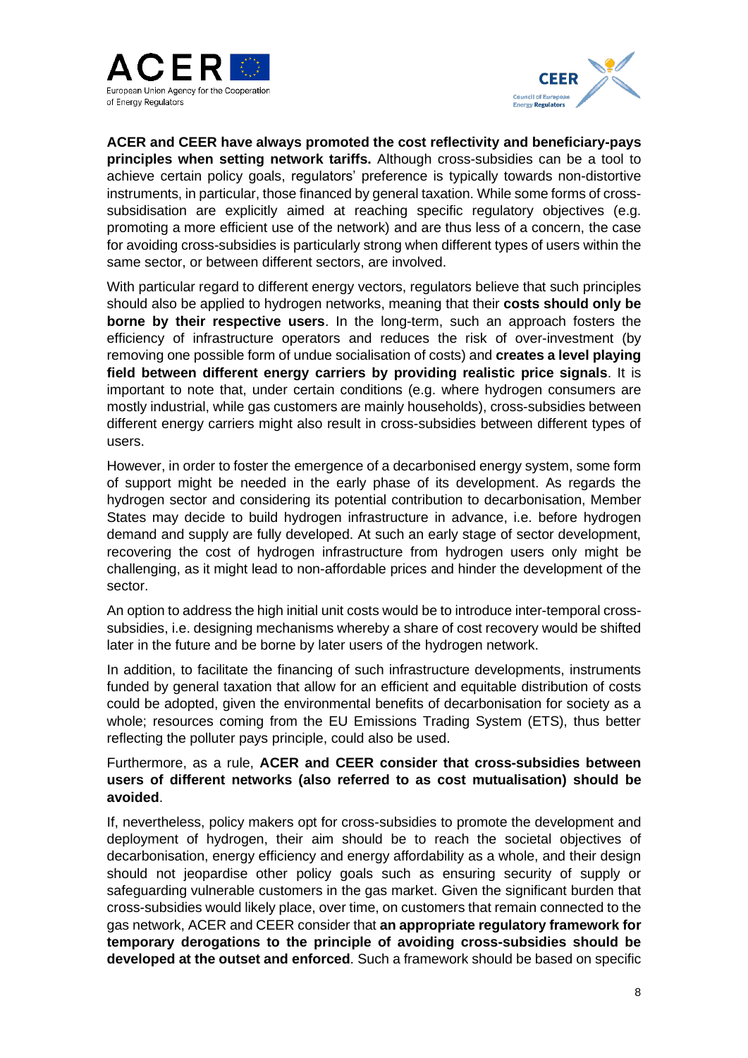**ACER and CEER have always promoted the cost reflectivity and beneficiary-pays principles when setting network tariffs.** Although cross-subsidies can be a tool to achieve certain policy goals, regulators' preference is typically towards non-distortive instruments, in particular, those financed by general taxation. While some forms of cross-subsidisation are explicitly aimed at reaching specific regulatory objectives (e.g. promoting a more efficient use of the network) and are thus less of a concern, the case for avoiding cross-subsidies is particularly strong when different types of users within the same sector, or between different sectors, are involved.

With particular regard to different energy vectors, regulators believe that such principles should also be applied to hydrogen networks, meaning that their **costs should only be borne by their respective users**. In the long-term, such an approach fosters the efficiency of infrastructure operators and reduces the risk of over-investment (by removing one possible form of undue socialisation of costs) and **creates a level playing field between different energy carriers by providing realistic price signals**. It is important to note that, under certain conditions (e.g. where hydrogen consumers are mostly industrial, while gas customers are mainly households), cross-subsidies between different energy carriers might also result in cross-subsidies between different types of users.

However, in order to foster the emergence of a decarbonised energy system, some form of support might be needed in the early phase of its development. As regards the hydrogen sector and considering its potential contribution to decarbonisation, Member States may decide to build hydrogen infrastructure in advance, i.e. before hydrogen demand and supply are fully developed. At such an early stage of sector development, recovering the cost of hydrogen infrastructure from hydrogen users only might be challenging, as it might lead to non-affordable prices and hinder the development of the sector.

An option to address the high initial unit costs would be to introduce inter-temporal cross-subsidies, i.e. designing mechanisms whereby a share of cost recovery would be shifted later in the future and be borne by later users of the hydrogen network.

In addition, to facilitate the financing of such infrastructure developments, instruments funded by general taxation that allow for an efficient and equitable distribution of costs could be adopted, given the environmental benefits of decarbonisation for society as a whole; resources coming from the EU Emissions Trading System (ETS), thus better reflecting the polluter pays principle, could also be used.

Furthermore, as a rule, **ACER and CEER consider that cross-subsidies between users of different networks (also referred to as cost mutualisation) should be avoided**.

If, nevertheless, policy makers opt for cross-subsidies to promote the development and deployment of hydrogen, their aim should be to reach the societal objectives of decarbonisation, energy efficiency and energy affordability as a whole, and their design should not jeopardise other policy goals such as ensuring security of supply or safeguarding vulnerable customers in the gas market. Given the significant burden that cross-subsidies would likely place, over time, on customers that remain connected to the gas network, ACER and CEER consider that **an appropriate regulatory framework for temporary derogations to the principle of avoiding cross-subsidies should be developed at the outset and enforced**. Such a framework should be based on specific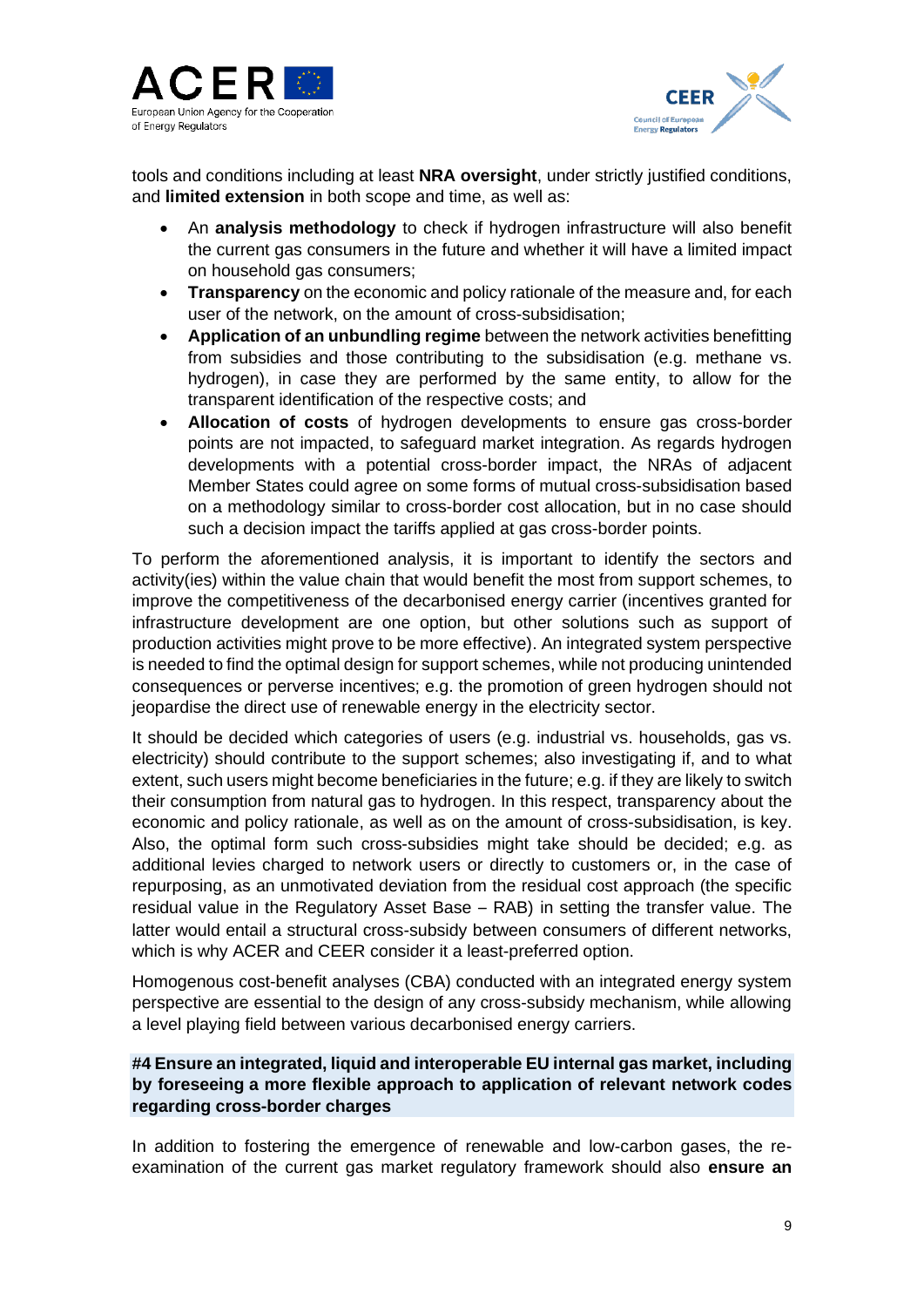tools and conditions including at least **NRA oversight**, under strictly justified conditions, and **limited extension** in both scope and time, as well as:

- An **analysis methodology** to check if hydrogen infrastructure will also benefit the current gas consumers in the future and whether it will have a limited impact on household gas consumers;
- **Transparency** on the economic and policy rationale of the measure and, for each user of the network, on the amount of cross-subsidisation;
- **Application of an unbundling regime** between the network activities benefitting from subsidies and those contributing to the subsidisation (e.g. methane vs. hydrogen), in case they are performed by the same entity, to allow for the transparent identification of the respective costs; and
- **Allocation of costs** of hydrogen developments to ensure gas cross-border points are not impacted, to safeguard market integration. As regards hydrogen developments with a potential cross-border impact, the NRAs of adjacent Member States could agree on some forms of mutual cross-subsidisation based on a methodology similar to cross-border cost allocation, but in no case should such a decision impact the tariffs applied at gas cross-border points.

To perform the aforementioned analysis, it is important to identify the sectors and activity(ies) within the value chain that would benefit the most from support schemes, to improve the competitiveness of the decarbonised energy carrier (incentives granted for infrastructure development are one option, but other solutions such as support of production activities might prove to be more effective). An integrated system perspective is needed to find the optimal design for support schemes, while not producing unintended consequences or perverse incentives; e.g. the promotion of green hydrogen should not jeopardise the direct use of renewable energy in the electricity sector.

It should be decided which categories of users (e.g. industrial vs. households, gas vs. electricity) should contribute to the support schemes; also investigating if, and to what extent, such users might become beneficiaries in the future; e.g. if they are likely to switch their consumption from natural gas to hydrogen. In this respect, transparency about the economic and policy rationale, as well as on the amount of cross-subsidisation, is key. Also, the optimal form such cross-subsidies might take should be decided; e.g. as additional levies charged to network users or directly to customers or, in the case of repurposing, as an unmotivated deviation from the residual cost approach (the specific residual value in the Regulatory Asset Base – RAB) in setting the transfer value. The latter would entail a structural cross-subsidy between consumers of different networks, which is why ACER and CEER consider it a least-preferred option.

Homogenous cost-benefit analyses (CBA) conducted with an integrated energy system perspective are essential to the design of any cross-subsidy mechanism, while allowing a level playing field between various decarbonised energy carriers.

**#4 Ensure an integrated, liquid and interoperable EU internal gas market, including by foreseeing a more flexible approach to application of relevant network codes regarding cross-border charges**

In addition to fostering the emergence of renewable and low-carbon gases, the re-examination of the current gas market regulatory framework should also **ensure an**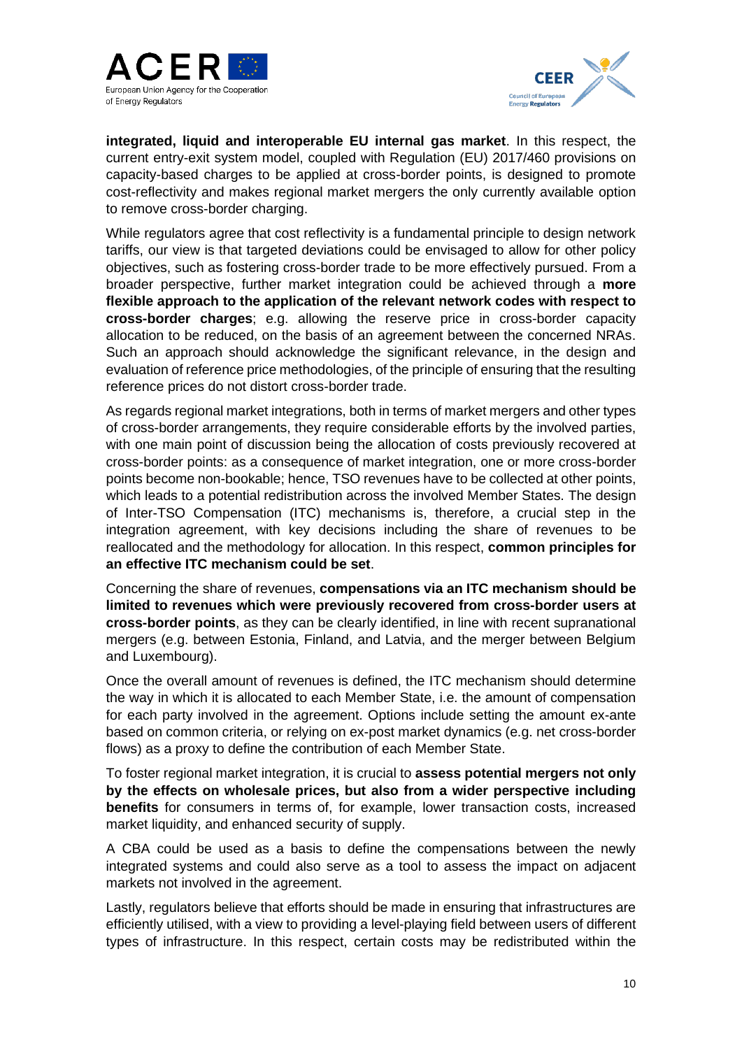**integrated, liquid and interoperable EU internal gas market**. In this respect, the current entry-exit system model, coupled with Regulation (EU) 2017/460 provisions on capacity-based charges to be applied at cross-border points, is designed to promote cost-reflectivity and makes regional market mergers the only currently available option to remove cross-border charging.

While regulators agree that cost reflectivity is a fundamental principle to design network tariffs, our view is that targeted deviations could be envisaged to allow for other policy objectives, such as fostering cross-border trade to be more effectively pursued. From a broader perspective, further market integration could be achieved through a **more flexible approach to the application of the relevant network codes with respect to cross-border charges**; e.g. allowing the reserve price in cross-border capacity allocation to be reduced, on the basis of an agreement between the concerned NRAs. Such an approach should acknowledge the significant relevance, in the design and evaluation of reference price methodologies, of the principle of ensuring that the resulting reference prices do not distort cross-border trade.

As regards regional market integrations, both in terms of market mergers and other types of cross-border arrangements, they require considerable efforts by the involved parties, with one main point of discussion being the allocation of costs previously recovered at cross-border points: as a consequence of market integration, one or more cross-border points become non-bookable; hence, TSO revenues have to be collected at other points, which leads to a potential redistribution across the involved Member States. The design of Inter-TSO Compensation (ITC) mechanisms is, therefore, a crucial step in the integration agreement, with key decisions including the share of revenues to be reallocated and the methodology for allocation. In this respect, **common principles for an effective ITC mechanism could be set**.

Concerning the share of revenues, **compensations via an ITC mechanism should be limited to revenues which were previously recovered from cross-border users at cross-border points**, as they can be clearly identified, in line with recent supranational mergers (e.g. between Estonia, Finland, and Latvia, and the merger between Belgium and Luxembourg).

Once the overall amount of revenues is defined, the ITC mechanism should determine the way in which it is allocated to each Member State, i.e. the amount of compensation for each party involved in the agreement. Options include setting the amount ex-ante based on common criteria, or relying on ex-post market dynamics (e.g. net cross-border flows) as a proxy to define the contribution of each Member State.

To foster regional market integration, it is crucial to **assess potential mergers not only by the effects on wholesale prices, but also from a wider perspective including benefits** for consumers in terms of, for example, lower transaction costs, increased market liquidity, and enhanced security of supply.

A CBA could be used as a basis to define the compensations between the newly integrated systems and could also serve as a tool to assess the impact on adjacent markets not involved in the agreement.

Lastly, regulators believe that efforts should be made in ensuring that infrastructures are efficiently utilised, with a view to providing a level-playing field between users of different types of infrastructure. In this respect, certain costs may be redistributed within the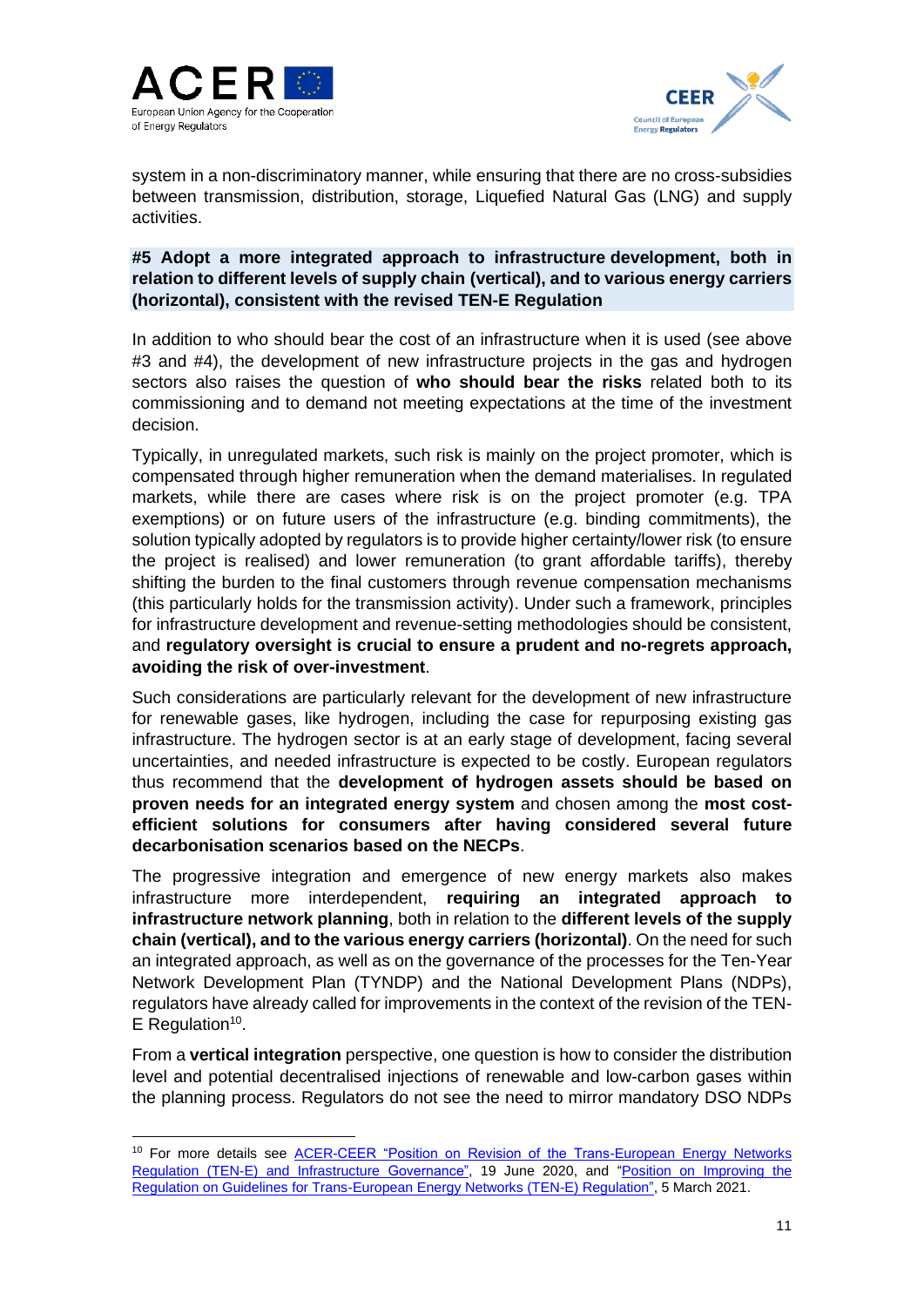system in a non-discriminatory manner, while ensuring that there are no cross-subsidies between transmission, distribution, storage, Liquefied Natural Gas (LNG) and supply activities.

**#5 Adopt a more integrated approach to infrastructure development, both in relation to different levels of supply chain (vertical), and to various energy carriers (horizontal), consistent with the revised TEN-E Regulation**

In addition to who should bear the cost of an infrastructure when it is used (see above #3 and #4), the development of new infrastructure projects in the gas and hydrogen sectors also raises the question of **who should bear the risks** related both to its commissioning and to demand not meeting expectations at the time of the investment decision.

Typically, in unregulated markets, such risk is mainly on the project promoter, which is compensated through higher remuneration when the demand materialises. In regulated markets, while there are cases where risk is on the project promoter (e.g. TPA exemptions) or on future users of the infrastructure (e.g. binding commitments), the solution typically adopted by regulators is to provide higher certainty/lower risk (to ensure the project is realised) and lower remuneration (to grant affordable tariffs), thereby shifting the burden to the final customers through revenue compensation mechanisms (this particularly holds for the transmission activity). Under such a framework, principles for infrastructure development and revenue-setting methodologies should be consistent, and **regulatory oversight is crucial to ensure a prudent and no-regrets approach, avoiding the risk of over-investment**.

Such considerations are particularly relevant for the development of new infrastructure for renewable gases, like hydrogen, including the case for repurposing existing gas infrastructure. The hydrogen sector is at an early stage of development, facing several uncertainties, and needed infrastructure is expected to be costly. European regulators thus recommend that the **development of hydrogen assets should be based on proven needs for an integrated energy system** and chosen among the **most cost-efficient solutions for consumers after having considered several future decarbonisation scenarios based on the NECPs**.

The progressive integration and emergence of new energy markets also makes infrastructure more interdependent, **requiring an integrated approach to infrastructure network planning**, both in relation to the **different levels of the supply chain (vertical), and to the various energy carriers (horizontal)**. On the need for such an integrated approach, as well as on the governance of the processes for the Ten-Year Network Development Plan (TYNDP) and the National Development Plans (NDPs), regulators have already called for improvements in the context of the revision of the TEN-E Regulation[10].

From a **vertical integration** perspective, one question is how to consider the distribution level and potential decentralised injections of renewable and low-carbon gases within the planning process. Regulators do not see the need to mirror mandatory DSO NDPs

[10] For more details see ACER-CEER "Position on Revision of the Trans-European Energy Networks Regulation (TEN-E) and Infrastructure Governance", 19 June 2020, and "Position on Improving the Regulation on Guidelines for Trans-European Energy Networks (TEN-E) Regulation", 5 March 2021.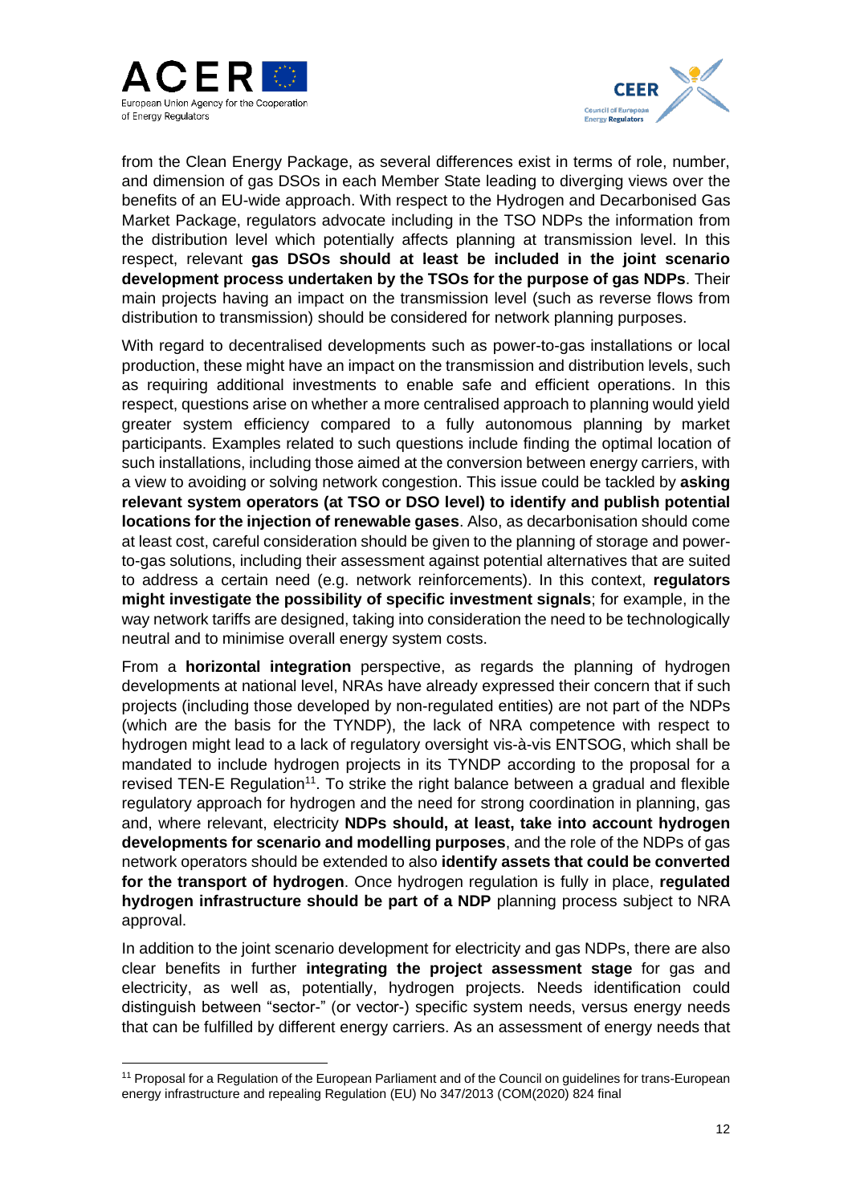from the Clean Energy Package, as several differences exist in terms of role, number, and dimension of gas DSOs in each Member State leading to diverging views over the benefits of an EU-wide approach. With respect to the Hydrogen and Decarbonised Gas Market Package, regulators advocate including in the TSO NDPs the information from the distribution level which potentially affects planning at transmission level. In this respect, relevant **gas DSOs should at least be included in the joint scenario development process undertaken by the TSOs for the purpose of gas NDPs**. Their main projects having an impact on the transmission level (such as reverse flows from distribution to transmission) should be considered for network planning purposes.

With regard to decentralised developments such as power-to-gas installations or local production, these might have an impact on the transmission and distribution levels, such as requiring additional investments to enable safe and efficient operations. In this respect, questions arise on whether a more centralised approach to planning would yield greater system efficiency compared to a fully autonomous planning by market participants. Examples related to such questions include finding the optimal location of such installations, including those aimed at the conversion between energy carriers, with a view to avoiding or solving network congestion. This issue could be tackled by **asking relevant system operators (at TSO or DSO level) to identify and publish potential locations for the injection of renewable gases**. Also, as decarbonisation should come at least cost, careful consideration should be given to the planning of storage and power-to-gas solutions, including their assessment against potential alternatives that are suited to address a certain need (e.g. network reinforcements). In this context, **regulators might investigate the possibility of specific investment signals**; for example, in the way network tariffs are designed, taking into consideration the need to be technologically neutral and to minimise overall energy system costs.

From a **horizontal integration** perspective, as regards the planning of hydrogen developments at national level, NRAs have already expressed their concern that if such projects (including those developed by non-regulated entities) are not part of the NDPs (which are the basis for the TYNDP), the lack of NRA competence with respect to hydrogen might lead to a lack of regulatory oversight vis-à-vis ENTSOG, which shall be mandated to include hydrogen projects in its TYNDP according to the proposal for a revised TEN-E Regulation[11]. To strike the right balance between a gradual and flexible regulatory approach for hydrogen and the need for strong coordination in planning, gas and, where relevant, electricity **NDPs should, at least, take into account hydrogen developments for scenario and modelling purposes**, and the role of the NDPs of gas network operators should be extended to also **identify assets that could be converted for the transport of hydrogen**. Once hydrogen regulation is fully in place, **regulated hydrogen infrastructure should be part of a NDP** planning process subject to NRA approval.

In addition to the joint scenario development for electricity and gas NDPs, there are also clear benefits in further **integrating the project assessment stage** for gas and electricity, as well as, potentially, hydrogen projects. Needs identification could distinguish between "sector-" (or vector-) specific system needs, versus energy needs that can be fulfilled by different energy carriers. As an assessment of energy needs that

---

[11] Proposal for a Regulation of the European Parliament and of the Council on guidelines for trans-European energy infrastructure and repealing Regulation (EU) No 347/2013 (COM(2020) 824 final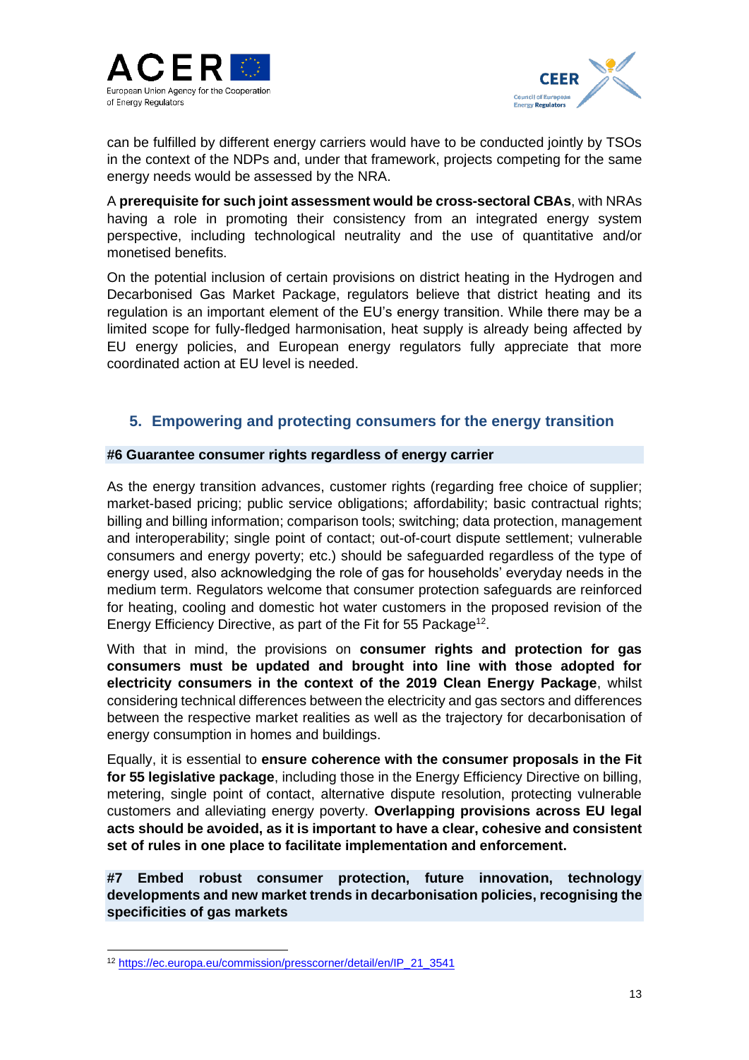can be fulfilled by different energy carriers would have to be conducted jointly by TSOs in the context of the NDPs and, under that framework, projects competing for the same energy needs would be assessed by the NRA.

A **prerequisite for such joint assessment would be cross-sectoral CBAs**, with NRAs having a role in promoting their consistency from an integrated energy system perspective, including technological neutrality and the use of quantitative and/or monetised benefits.

On the potential inclusion of certain provisions on district heating in the Hydrogen and Decarbonised Gas Market Package, regulators believe that district heating and its regulation is an important element of the EU's energy transition. While there may be a limited scope for fully-fledged harmonisation, heat supply is already being affected by EU energy policies, and European energy regulators fully appreciate that more coordinated action at EU level is needed.

## 5. Empowering and protecting consumers for the energy transition

**#6 Guarantee consumer rights regardless of energy carrier**

As the energy transition advances, customer rights (regarding free choice of supplier; market-based pricing; public service obligations; affordability; basic contractual rights; billing and billing information; comparison tools; switching; data protection, management and interoperability; single point of contact; out-of-court dispute settlement; vulnerable consumers and energy poverty; etc.) should be safeguarded regardless of the type of energy used, also acknowledging the role of gas for households' everyday needs in the medium term. Regulators welcome that consumer protection safeguards are reinforced for heating, cooling and domestic hot water customers in the proposed revision of the Energy Efficiency Directive, as part of the Fit for 55 Package[12].

With that in mind, the provisions on **consumer rights and protection for gas consumers must be updated and brought into line with those adopted for electricity consumers in the context of the 2019 Clean Energy Package**, whilst considering technical differences between the electricity and gas sectors and differences between the respective market realities as well as the trajectory for decarbonisation of energy consumption in homes and buildings.

Equally, it is essential to **ensure coherence with the consumer proposals in the Fit for 55 legislative package**, including those in the Energy Efficiency Directive on billing, metering, single point of contact, alternative dispute resolution, protecting vulnerable customers and alleviating energy poverty. **Overlapping provisions across EU legal acts should be avoided, as it is important to have a clear, cohesive and consistent set of rules in one place to facilitate implementation and enforcement.**

**#7 Embed robust consumer protection, future innovation, technology developments and new market trends in decarbonisation policies, recognising the specificities of gas markets**

[12] https://ec.europa.eu/commission/presscorner/detail/en/IP_21_3541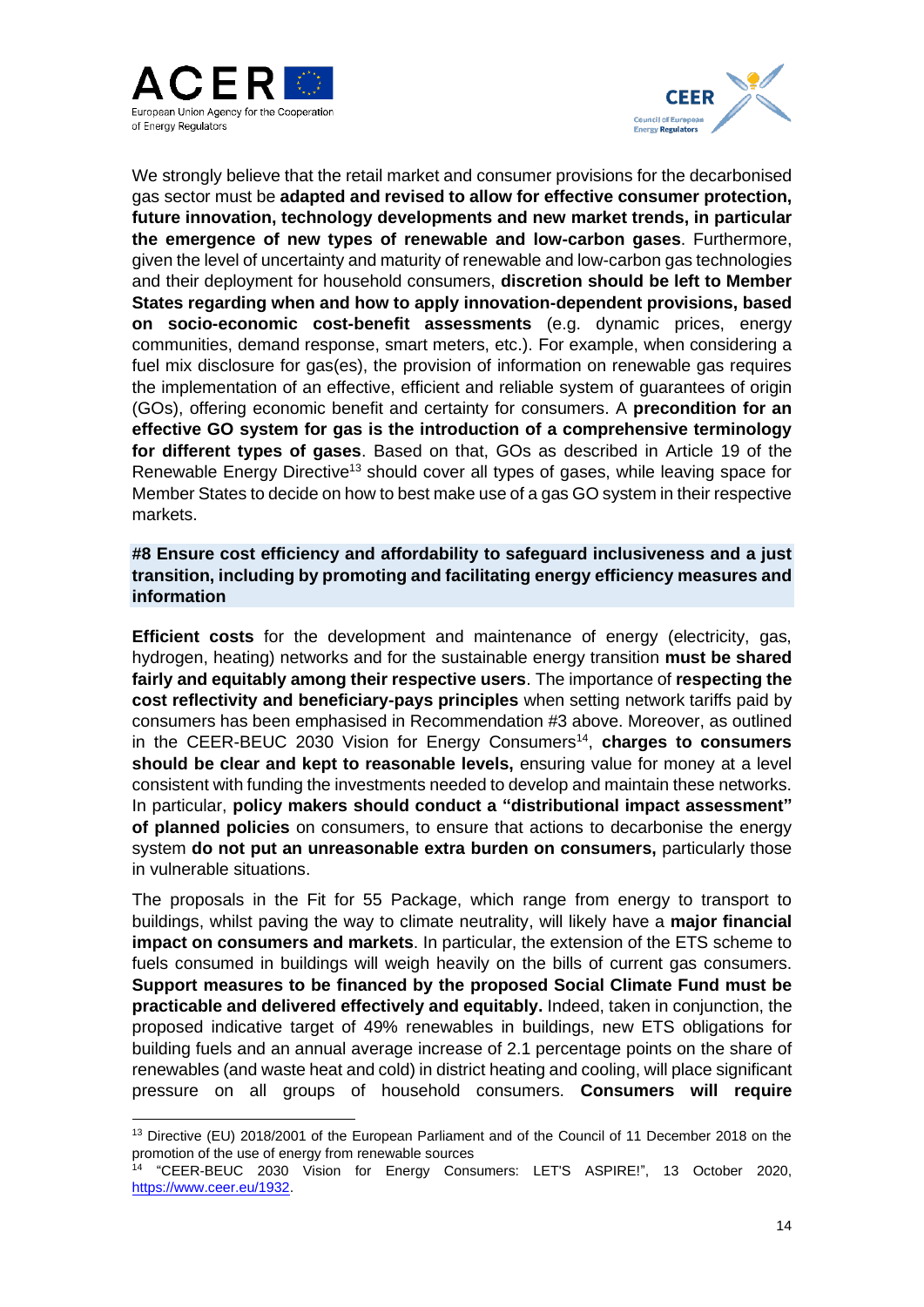We strongly believe that the retail market and consumer provisions for the decarbonised gas sector must be **adapted and revised to allow for effective consumer protection, future innovation, technology developments and new market trends, in particular the emergence of new types of renewable and low-carbon gases**. Furthermore, given the level of uncertainty and maturity of renewable and low-carbon gas technologies and their deployment for household consumers, **discretion should be left to Member States regarding when and how to apply innovation-dependent provisions, based on socio-economic cost-benefit assessments** (e.g. dynamic prices, energy communities, demand response, smart meters, etc.). For example, when considering a fuel mix disclosure for gas(es), the provision of information on renewable gas requires the implementation of an effective, efficient and reliable system of guarantees of origin (GOs), offering economic benefit and certainty for consumers. A **precondition for an effective GO system for gas is the introduction of a comprehensive terminology for different types of gases**. Based on that, GOs as described in Article 19 of the Renewable Energy Directive[13] should cover all types of gases, while leaving space for Member States to decide on how to best make use of a gas GO system in their respective markets.

### #8 Ensure cost efficiency and affordability to safeguard inclusiveness and a just transition, including by promoting and facilitating energy efficiency measures and information

**Efficient costs** for the development and maintenance of energy (electricity, gas, hydrogen, heating) networks and for the sustainable energy transition **must be shared fairly and equitably among their respective users**. The importance of **respecting the cost reflectivity and beneficiary-pays principles** when setting network tariffs paid by consumers has been emphasised in Recommendation #3 above. Moreover, as outlined in the CEER-BEUC 2030 Vision for Energy Consumers[14], **charges to consumers should be clear and kept to reasonable levels,** ensuring value for money at a level consistent with funding the investments needed to develop and maintain these networks. In particular, **policy makers should conduct a "distributional impact assessment" of planned policies** on consumers, to ensure that actions to decarbonise the energy system **do not put an unreasonable extra burden on consumers,** particularly those in vulnerable situations.

The proposals in the Fit for 55 Package, which range from energy to transport to buildings, whilst paving the way to climate neutrality, will likely have a **major financial impact on consumers and markets**. In particular, the extension of the ETS scheme to fuels consumed in buildings will weigh heavily on the bills of current gas consumers. **Support measures to be financed by the proposed Social Climate Fund must be practicable and delivered effectively and equitably.** Indeed, taken in conjunction, the proposed indicative target of 49% renewables in buildings, new ETS obligations for building fuels and an annual average increase of 2.1 percentage points on the share of renewables (and waste heat and cold) in district heating and cooling, will place significant pressure on all groups of household consumers. **Consumers will require**

---

[13] Directive (EU) 2018/2001 of the European Parliament and of the Council of 11 December 2018 on the promotion of the use of energy from renewable sources

[14] "CEER-BEUC 2030 Vision for Energy Consumers: LET'S ASPIRE!", 13 October 2020, https://www.ceer.eu/1932.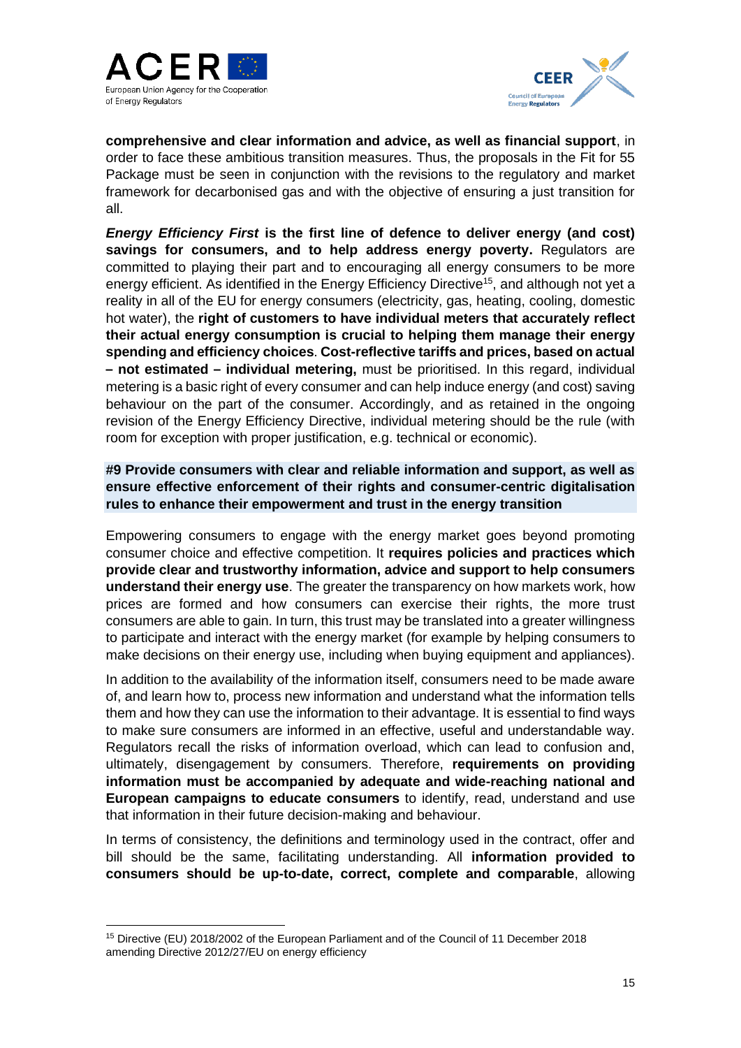**comprehensive and clear information and advice, as well as financial support**, in order to face these ambitious transition measures. Thus, the proposals in the Fit for 55 Package must be seen in conjunction with the revisions to the regulatory and market framework for decarbonised gas and with the objective of ensuring a just transition for all.

***Energy Efficiency First*** **is the first line of defence to deliver energy (and cost) savings for consumers, and to help address energy poverty.** Regulators are committed to playing their part and to encouraging all energy consumers to be more energy efficient. As identified in the Energy Efficiency Directive[15], and although not yet a reality in all of the EU for energy consumers (electricity, gas, heating, cooling, domestic hot water), the **right of customers to have individual meters that accurately reflect their actual energy consumption is crucial to helping them manage their energy spending and efficiency choices**. **Cost-reflective tariffs and prices, based on actual – not estimated – individual metering,** must be prioritised. In this regard, individual metering is a basic right of every consumer and can help induce energy (and cost) saving behaviour on the part of the consumer. Accordingly, and as retained in the ongoing revision of the Energy Efficiency Directive, individual metering should be the rule (with room for exception with proper justification, e.g. technical or economic).

### #9 Provide consumers with clear and reliable information and support, as well as ensure effective enforcement of their rights and consumer-centric digitalisation rules to enhance their empowerment and trust in the energy transition

Empowering consumers to engage with the energy market goes beyond promoting consumer choice and effective competition. It **requires policies and practices which provide clear and trustworthy information, advice and support to help consumers understand their energy use**. The greater the transparency on how markets work, how prices are formed and how consumers can exercise their rights, the more trust consumers are able to gain. In turn, this trust may be translated into a greater willingness to participate and interact with the energy market (for example by helping consumers to make decisions on their energy use, including when buying equipment and appliances).

In addition to the availability of the information itself, consumers need to be made aware of, and learn how to, process new information and understand what the information tells them and how they can use the information to their advantage. It is essential to find ways to make sure consumers are informed in an effective, useful and understandable way. Regulators recall the risks of information overload, which can lead to confusion and, ultimately, disengagement by consumers. Therefore, **requirements on providing information must be accompanied by adequate and wide-reaching national and European campaigns to educate consumers** to identify, read, understand and use that information in their future decision-making and behaviour.

In terms of consistency, the definitions and terminology used in the contract, offer and bill should be the same, facilitating understanding. All **information provided to consumers should be up-to-date, correct, complete and comparable**, allowing

[15] Directive (EU) 2018/2002 of the European Parliament and of the Council of 11 December 2018 amending Directive 2012/27/EU on energy efficiency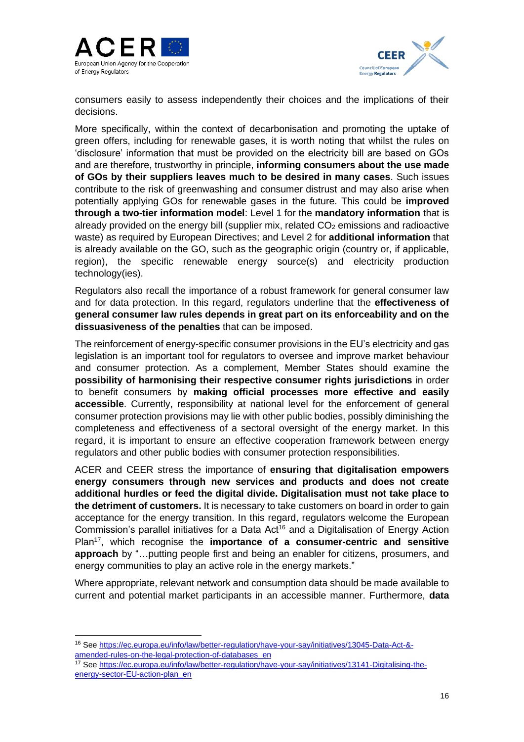consumers easily to assess independently their choices and the implications of their decisions.

More specifically, within the context of decarbonisation and promoting the uptake of green offers, including for renewable gases, it is worth noting that whilst the rules on 'disclosure' information that must be provided on the electricity bill are based on GOs and are therefore, trustworthy in principle, **informing consumers about the use made of GOs by their suppliers leaves much to be desired in many cases**. Such issues contribute to the risk of greenwashing and consumer distrust and may also arise when potentially applying GOs for renewable gases in the future. This could be **improved through a two-tier information model**: Level 1 for the **mandatory information** that is already provided on the energy bill (supplier mix, related $CO_2$ emissions and radioactive waste) as required by European Directives; and Level 2 for **additional information** that is already available on the GO, such as the geographic origin (country or, if applicable, region), the specific renewable energy source(s) and electricity production technology(ies).

Regulators also recall the importance of a robust framework for general consumer law and for data protection. In this regard, regulators underline that the **effectiveness of general consumer law rules depends in great part on its enforceability and on the dissuasiveness of the penalties** that can be imposed.

The reinforcement of energy-specific consumer provisions in the EU's electricity and gas legislation is an important tool for regulators to oversee and improve market behaviour and consumer protection. As a complement, Member States should examine the **possibility of harmonising their respective consumer rights jurisdictions** in order to benefit consumers by **making official processes more effective and easily accessible**. Currently, responsibility at national level for the enforcement of general consumer protection provisions may lie with other public bodies, possibly diminishing the completeness and effectiveness of a sectoral oversight of the energy market. In this regard, it is important to ensure an effective cooperation framework between energy regulators and other public bodies with consumer protection responsibilities.

ACER and CEER stress the importance of **ensuring that digitalisation empowers energy consumers through new services and products and does not create additional hurdles or feed the digital divide. Digitalisation must not take place to the detriment of customers.** It is necessary to take customers on board in order to gain acceptance for the energy transition. In this regard, regulators welcome the European Commission's parallel initiatives for a Data Act[16] and a Digitalisation of Energy Action Plan[17], which recognise the **importance of a consumer-centric and sensitive approach** by "…putting people first and being an enabler for citizens, prosumers, and energy communities to play an active role in the energy markets."

Where appropriate, relevant network and consumption data should be made available to current and potential market participants in an accessible manner. Furthermore, **data**

---

[16] See https://ec.europa.eu/info/law/better-regulation/have-your-say/initiatives/13045-Data-Act-&-amended-rules-on-the-legal-protection-of-databases_en

[17] See https://ec.europa.eu/info/law/better-regulation/have-your-say/initiatives/13141-Digitalising-the-energy-sector-EU-action-plan_en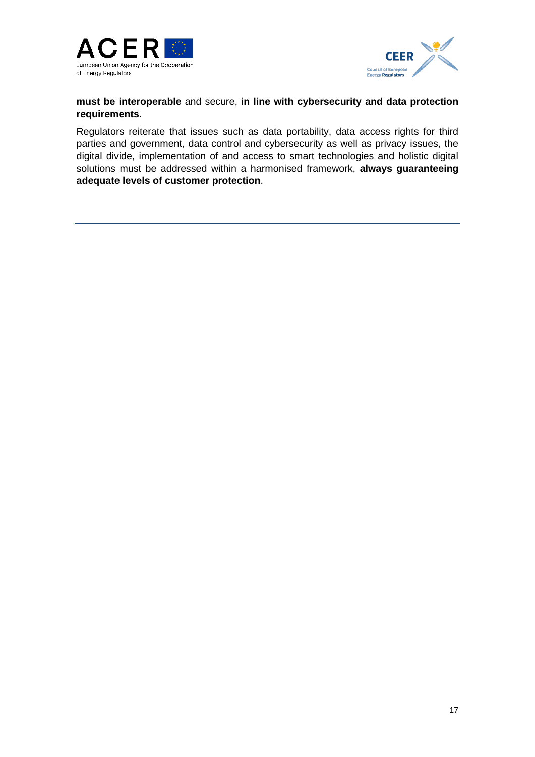**must be interoperable** and secure, **in line with cybersecurity and data protection requirements**.

Regulators reiterate that issues such as data portability, data access rights for third parties and government, data control and cybersecurity as well as privacy issues, the digital divide, implementation of and access to smart technologies and holistic digital solutions must be addressed within a harmonised framework, **always guaranteeing adequate levels of customer protection**.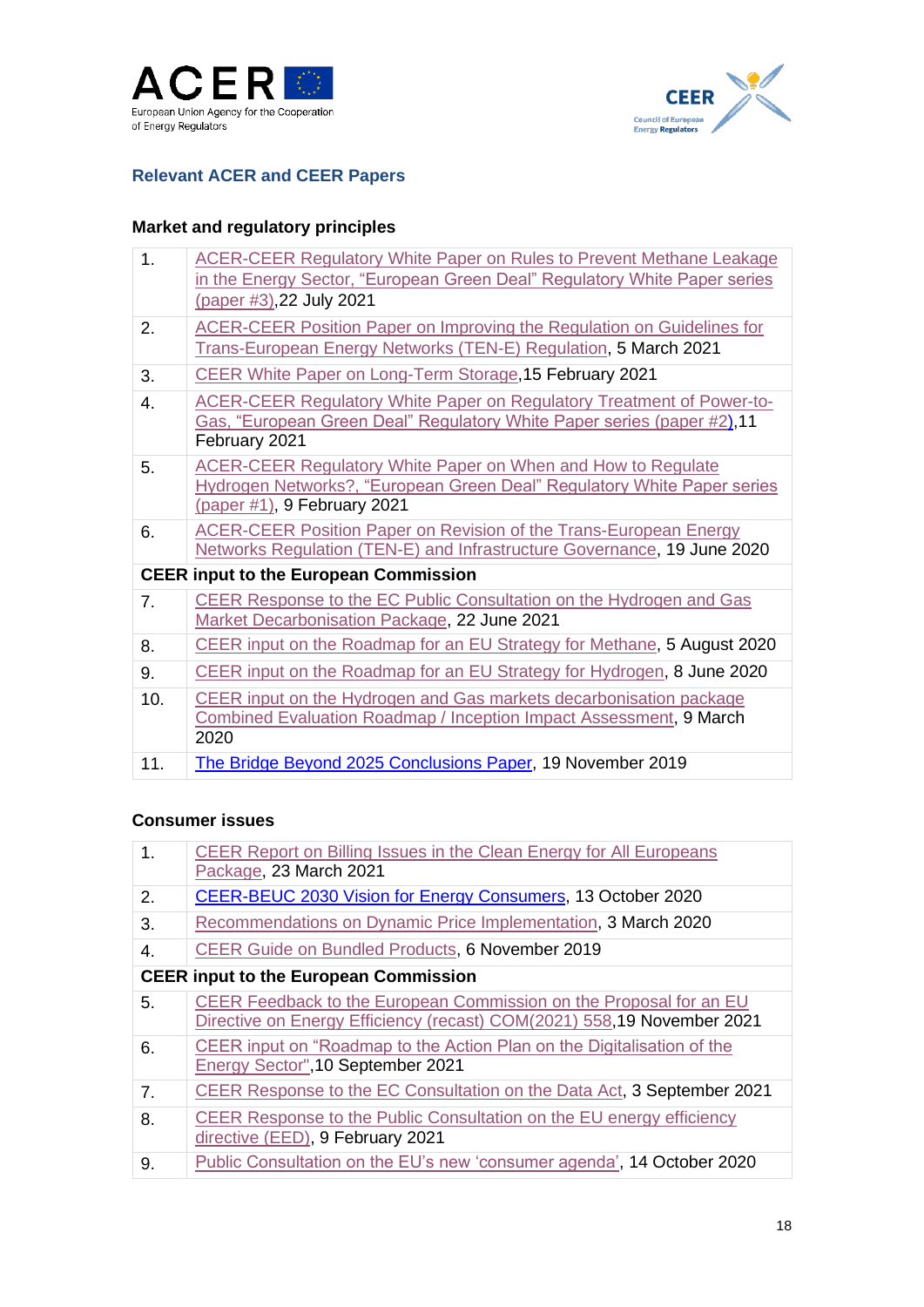## Relevant ACER and CEER Papers

### Market and regulatory principles

| | |
|---|---|
| 1. | ACER-CEER Regulatory White Paper on Rules to Prevent Methane Leakage in the Energy Sector, "European Green Deal" Regulatory White Paper series (paper #3),22 July 2021 |
| 2. | ACER-CEER Position Paper on Improving the Regulation on Guidelines for Trans-European Energy Networks (TEN-E) Regulation, 5 March 2021 |
| 3. | CEER White Paper on Long-Term Storage,15 February 2021 |
| 4. | ACER-CEER Regulatory White Paper on Regulatory Treatment of Power-to-Gas, "European Green Deal" Regulatory White Paper series (paper #2),11 February 2021 |
| 5. | ACER-CEER Regulatory White Paper on When and How to Regulate Hydrogen Networks?, "European Green Deal" Regulatory White Paper series (paper #1), 9 February 2021 |
| 6. | ACER-CEER Position Paper on Revision of the Trans-European Energy Networks Regulation (TEN-E) and Infrastructure Governance, 19 June 2020 |
| **CEER input to the European Commission** | |
| 7. | CEER Response to the EC Public Consultation on the Hydrogen and Gas Market Decarbonisation Package, 22 June 2021 |
| 8. | CEER input on the Roadmap for an EU Strategy for Methane, 5 August 2020 |
| 9. | CEER input on the Roadmap for an EU Strategy for Hydrogen, 8 June 2020 |
| 10. | CEER input on the Hydrogen and Gas markets decarbonisation package Combined Evaluation Roadmap / Inception Impact Assessment, 9 March 2020 |
| 11. | The Bridge Beyond 2025 Conclusions Paper, 19 November 2019 |

### Consumer issues

| | |
|---|---|
| 1. | CEER Report on Billing Issues in the Clean Energy for All Europeans Package, 23 March 2021 |
| 2. | CEER-BEUC 2030 Vision for Energy Consumers, 13 October 2020 |
| 3. | Recommendations on Dynamic Price Implementation, 3 March 2020 |
| 4. | CEER Guide on Bundled Products, 6 November 2019 |
| **CEER input to the European Commission** | |
| 5. | CEER Feedback to the European Commission on the Proposal for an EU Directive on Energy Efficiency (recast) COM(2021) 558,19 November 2021 |
| 6. | CEER input on "Roadmap to the Action Plan on the Digitalisation of the Energy Sector",10 September 2021 |
| 7. | CEER Response to the EC Consultation on the Data Act, 3 September 2021 |
| 8. | CEER Response to the Public Consultation on the EU energy efficiency directive (EED), 9 February 2021 |
| 9. | Public Consultation on the EU's new 'consumer agenda', 14 October 2020 |